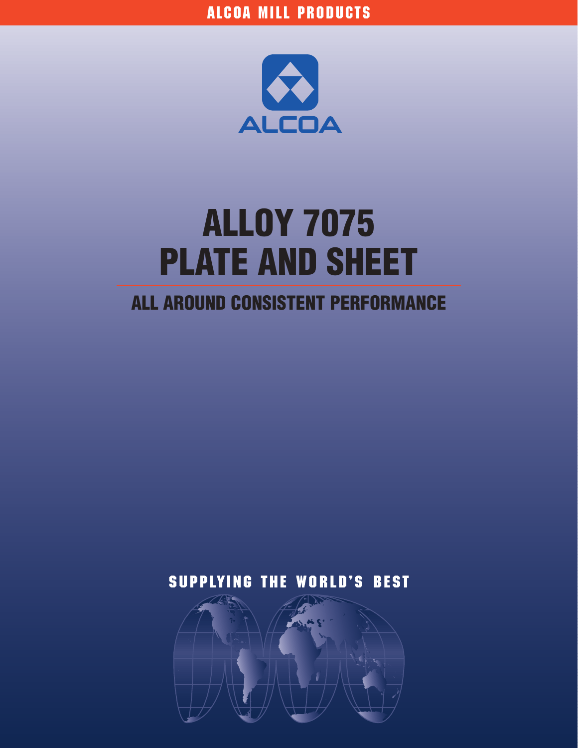ALCOA MILL PRODUCTS

ALCOA

# ALLOY 7075 PLATE AND SHEET

## ALL AROUND CONSISTENT PERFORMANCE

SUPPLYING THE WORLD'S BEST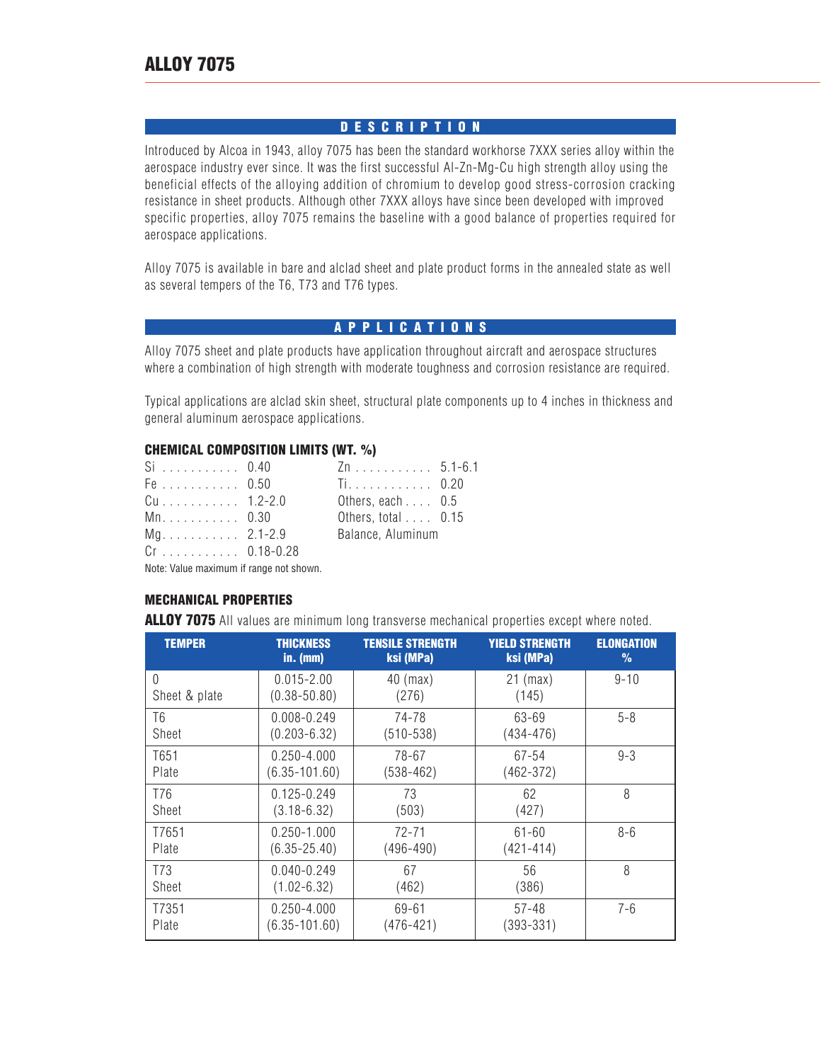# ALLOY 7075

## DESCRIPTION

Introduced by Alcoa in 1943, alloy 7075 has been the standard workhorse 7XXX series alloy within the aerospace industry ever since. It was the first successful Al-Zn-Mg-Cu high strength alloy using the beneficial effects of the alloying addition of chromium to develop good stress-corrosion cracking resistance in sheet products. Although other 7XXX alloys have since been developed with improved specific properties, alloy 7075 remains the baseline with a good balance of properties required for aerospace applications.

Alloy 7075 is available in bare and alclad sheet and plate product forms in the annealed state as well as several tempers of the T6, T73 and T76 types.

## APPLICATIONS

Alloy 7075 sheet and plate products have application throughout aircraft and aerospace structures where a combination of high strength with moderate toughness and corrosion resistance are required.

Typical applications are alclad skin sheet, structural plate components up to 4 inches in thickness and general aluminum aerospace applications.

### CHEMICAL COMPOSITION LIMITS (WT. %)

| Element | Value | Element | Value |
|---|---|---|---|
| Si | 0.40 | Zn | 5.1-6.1 |
| Fe | 0.50 | Ti | 0.20 |
| Cu | 1.2-2.0 | Others, each | 0.5 |
| Mn | 0.30 | Others, total | 0.15 |
| Mg | 2.1-2.9 | Balance, Aluminum | |
| Cr | 0.18-0.28 | | |

Note: Value maximum if range not shown.

### MECHANICAL PROPERTIES

**ALLOY 7075** All values are minimum long transverse mechanical properties except where noted.

| TEMPER | THICKNESS in. (mm) | TENSILE STRENGTH ksi (MPa) | YIELD STRENGTH ksi (MPa) | ELONGATION % |
|---|---|---|---|---|
| 0 Sheet & plate | 0.015-2.00 (0.38-50.80) | 40 (max) (276) | 21 (max) (145) | 9-10 |
| T6 Sheet | 0.008-0.249 (0.203-6.32) | 74-78 (510-538) | 63-69 (434-476) | 5-8 |
| T651 Plate | 0.250-4.000 (6.35-101.60) | 78-67 (538-462) | 67-54 (462-372) | 9-3 |
| T76 Sheet | 0.125-0.249 (3.18-6.32) | 73 (503) | 62 (427) | 8 |
| T7651 Plate | 0.250-1.000 (6.35-25.40) | 72-71 (496-490) | 61-60 (421-414) | 8-6 |
| T73 Sheet | 0.040-0.249 (1.02-6.32) | 67 (462) | 56 (386) | 8 |
| T7351 Plate | 0.250-4.000 (6.35-101.60) | 69-61 (476-421) | 57-48 (393-331) | 7-6 |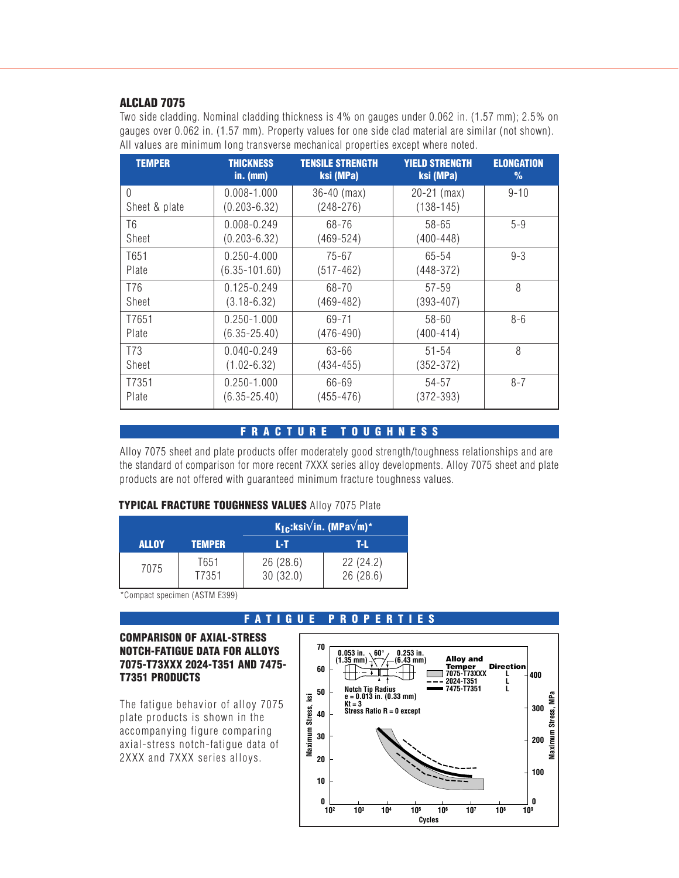## ALCLAD 7075

Two side cladding. Nominal cladding thickness is 4% on gauges under 0.062 in. (1.57 mm); 2.5% on gauges over 0.062 in. (1.57 mm). Property values for one side clad material are similar (not shown). All values are minimum long transverse mechanical properties except where noted.

| TEMPER | THICKNESS in. (mm) | TENSILE STRENGTH ksi (MPa) | YIELD STRENGTH ksi (MPa) | ELONGATION % |
|---|---|---|---|---|
| 0 Sheet & plate | 0.008-1.000 (0.203-6.32) | 36-40 (max) (248-276) | 20-21 (max) (138-145) | 9-10 |
| T6 Sheet | 0.008-0.249 (0.203-6.32) | 68-76 (469-524) | 58-65 (400-448) | 5-9 |
| T651 Plate | 0.250-4.000 (6.35-101.60) | 75-67 (517-462) | 65-54 (448-372) | 9-3 |
| T76 Sheet | 0.125-0.249 (3.18-6.32) | 68-70 (469-482) | 57-59 (393-407) | 8 |
| T7651 Plate | 0.250-1.000 (6.35-25.40) | 69-71 (476-490) | 58-60 (400-414) | 8-6 |
| T73 Sheet | 0.040-0.249 (1.02-6.32) | 63-66 (434-455) | 51-54 (352-372) | 8 |
| T7351 Plate | 0.250-1.000 (6.35-25.40) | 66-69 (455-476) | 54-57 (372-393) | 8-7 |

## FRACTURE TOUGHNESS

Alloy 7075 sheet and plate products offer moderately good strength/toughness relationships and are the standard of comparison for more recent 7XXX series alloy developments. Alloy 7075 sheet and plate products are not offered with guaranteed minimum fracture toughness values.

**TYPICAL FRACTURE TOUGHNESS VALUES** Alloy 7075 Plate

| ALLOY | TEMPER | $K_{Ic}$:ksi√in. (MPa√m)* L-T | $K_{Ic}$:ksi√in. (MPa√m)* T-L |
|---|---|---|---|
| 7075 | T651 | 26 (28.6) | 22 (24.2) |
| | T7351 | 30 (32.0) | 26 (28.6) |

*Compact specimen (ASTM E399)

## FATIGUE PROPERTIES

### COMPARISON OF AXIAL-STRESS NOTCH-FATIGUE DATA FOR ALLOYS 7075-T73XXX 2024-T351 AND 7475-T7351 PRODUCTS

The fatigue behavior of alloy 7075 plate products is shown in the accompanying figure comparing axial-stress notch-fatigue data of 2XXX and 7XXX series alloys.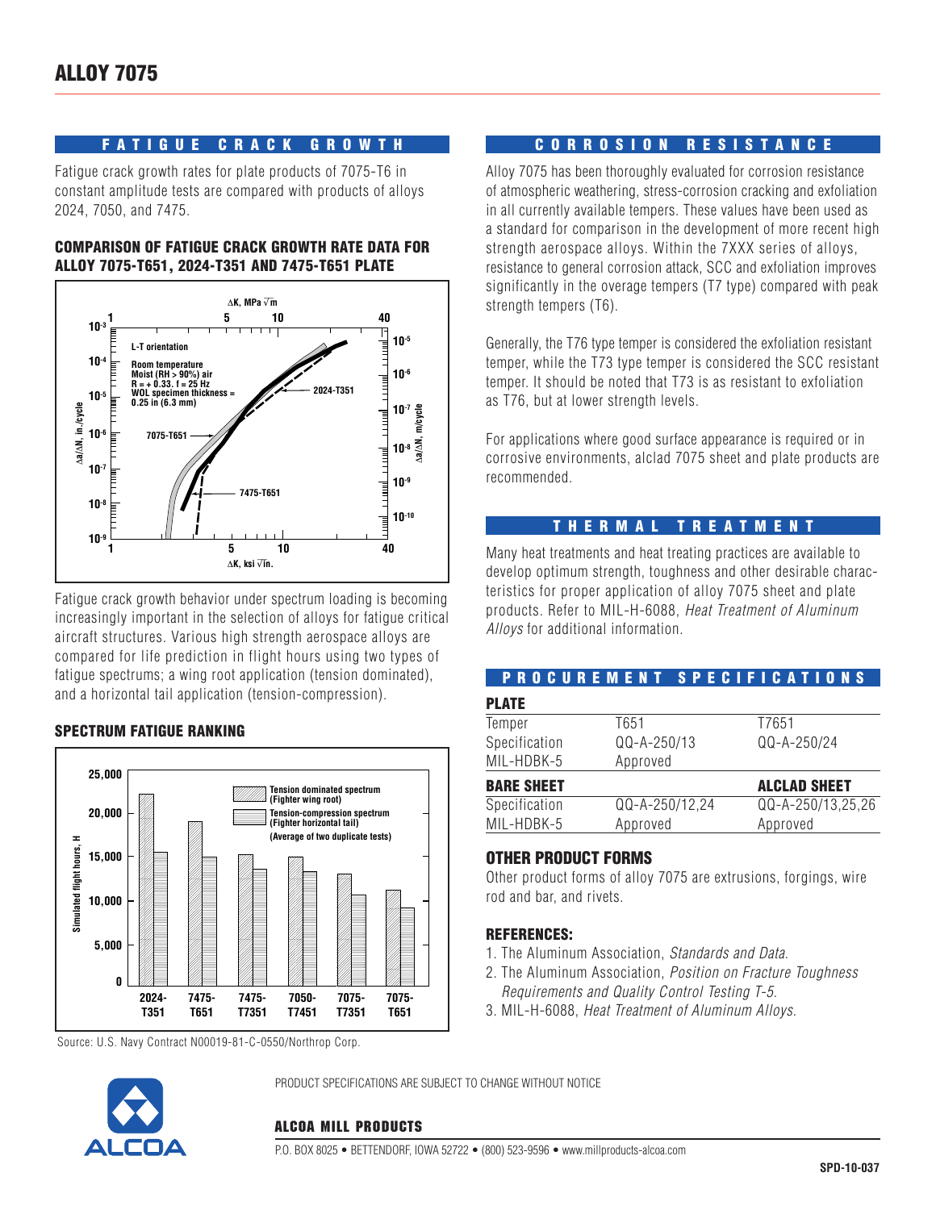# ALLOY 7075

## FATIGUE CRACK GROWTH

Fatigue crack growth rates for plate products of 7075-T6 in constant amplitude tests are compared with products of alloys 2024, 7050, and 7475.

### COMPARISON OF FATIGUE CRACK GROWTH RATE DATA FOR ALLOY 7075-T651, 2024-T351 AND 7475-T651 PLATE

ΔK, MPa √m
1 5 10 40
$10^{-3}$
$10^{-4}$
$10^{-5}$
$10^{-6}$
$10^{-7}$
$10^{-8}$
$10^{-9}$
Δa/ΔN, in./cycle
$10^{-5}$
$10^{-6}$
$10^{-7}$
$10^{-8}$
$10^{-9}$
$10^{-10}$
Δa/ΔN, m/cycle
L-T orientation
Room temperature
Moist (RH > 90%) air
R = + 0.33, f = 25 Hz
WOL specimen thickness = 0.25 in (6.3 mm)
2024-T351
7075-T651
7475-T651
1 5 10 40
ΔK, ksi √in.

Fatigue crack growth behavior under spectrum loading is becoming increasingly important in the selection of alloys for fatigue critical aircraft structures. Various high strength aerospace alloys are compared for life prediction in flight hours using two types of fatigue spectrums; a wing root application (tension dominated), and a horizontal tail application (tension-compression).

### SPECTRUM FATIGUE RANKING

Simulated flight hours, H
25,000
20,000
15,000
10,000
5,000
0
Tension dominated spectrum (Fighter wing root)
Tension-compression spectrum (Fighter horizontal tail)
(Average of two duplicate tests)
2024-T351
7475-T651
7475-T7351
7050-T7451
7075-T7351
7075-T651

Source: U.S. Navy Contract N00019-81-C-0550/Northrop Corp.

## CORROSION RESISTANCE

Alloy 7075 has been thoroughly evaluated for corrosion resistance of atmospheric weathering, stress-corrosion cracking and exfoliation in all currently available tempers. These values have been used as a standard for comparison in the development of more recent high strength aerospace alloys. Within the 7XXX series of alloys, resistance to general corrosion attack, SCC and exfoliation improves significantly in the overage tempers (T7 type) compared with peak strength tempers (T6).

Generally, the T76 type temper is considered the exfoliation resistant temper, while the T73 type temper is considered the SCC resistant temper. It should be noted that T73 is as resistant to exfoliation as T76, but at lower strength levels.

For applications where good surface appearance is required or in corrosive environments, alclad 7075 sheet and plate products are recommended.

## THERMAL TREATMENT

Many heat treatments and heat treating practices are available to develop optimum strength, toughness and other desirable characteristics for proper application of alloy 7075 sheet and plate products. Refer to MIL-H-6088, *Heat Treatment of Aluminum Alloys* for additional information.

## PROCUREMENT SPECIFICATIONS

| **PLATE** | | |
|---|---|---|
| Temper | T651 | T7651 |
| Specification | QQ-A-250/13 | QQ-A-250/24 |
| MIL-HDBK-5 | Approved | |
| **BARE SHEET** | | **ALCLAD SHEET** |
| Specification | QQ-A-250/12,24 | QQ-A-250/13,25,26 |
| MIL-HDBK-5 | Approved | Approved |

## OTHER PRODUCT FORMS

Other product forms of alloy 7075 are extrusions, forgings, wire rod and bar, and rivets.

## REFERENCES:

1. The Aluminum Association, *Standards and Data.*
2. The Aluminum Association, *Position on Fracture Toughness Requirements and Quality Control Testing T-5.*
3. MIL-H-6088, *Heat Treatment of Aluminum Alloys.*

PRODUCT SPECIFICATIONS ARE SUBJECT TO CHANGE WITHOUT NOTICE

**ALCOA MILL PRODUCTS**

P.O. BOX 8025 • BETTENDORF, IOWA 52722 • (800) 523-9596 • www.millproducts-alcoa.com

SPD-10-037